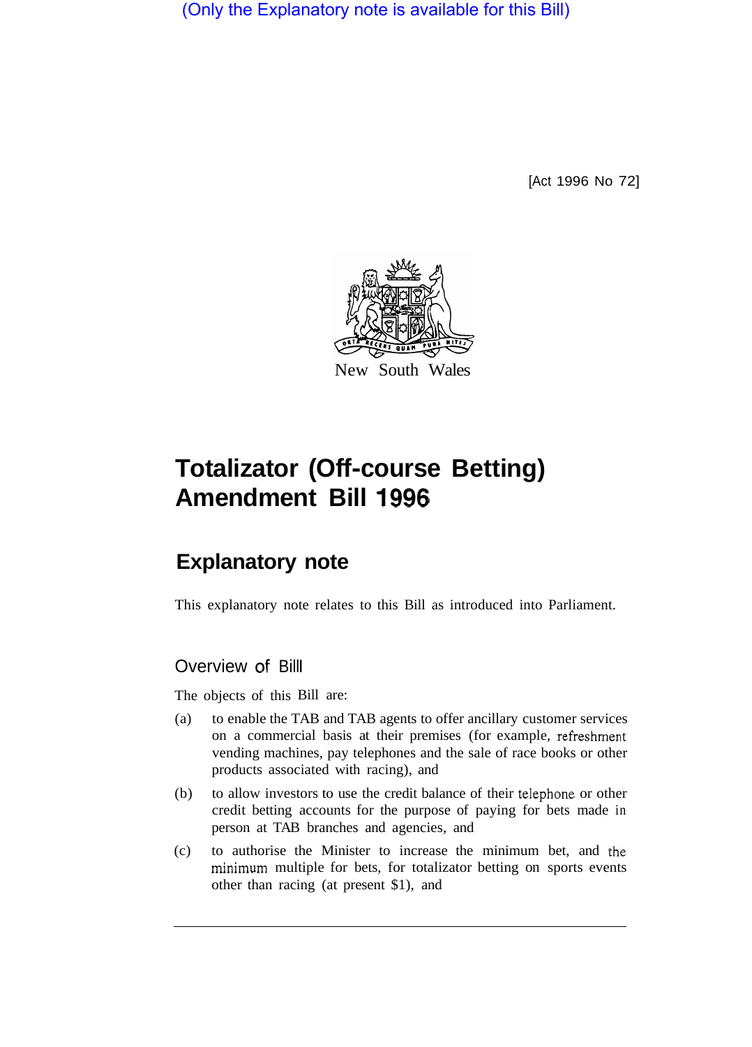(Only the Explanatory note is available for this Bill)

[Act 1996 No 72]

New South Wales

# Totalizator (Off-course Betting) Amendment Bill 1996

## Explanatory note

This explanatory note relates to this Bill as introduced into Parliament.

### Overview of Bill

The objects of this Bill are:

(a) to enable the TAB and TAB agents to offer ancillary customer services on a commercial basis at their premises (for example, refreshment vending machines, pay telephones and the sale of race books or other products associated with racing), and

(b) to allow investors to use the credit balance of their telephone or other credit betting accounts for the purpose of paying for bets made in person at TAB branches and agencies, and

(c) to authorise the Minister to increase the minimum bet, and the minimum multiple for bets, for totalizator betting on sports events other than racing (at present $1), and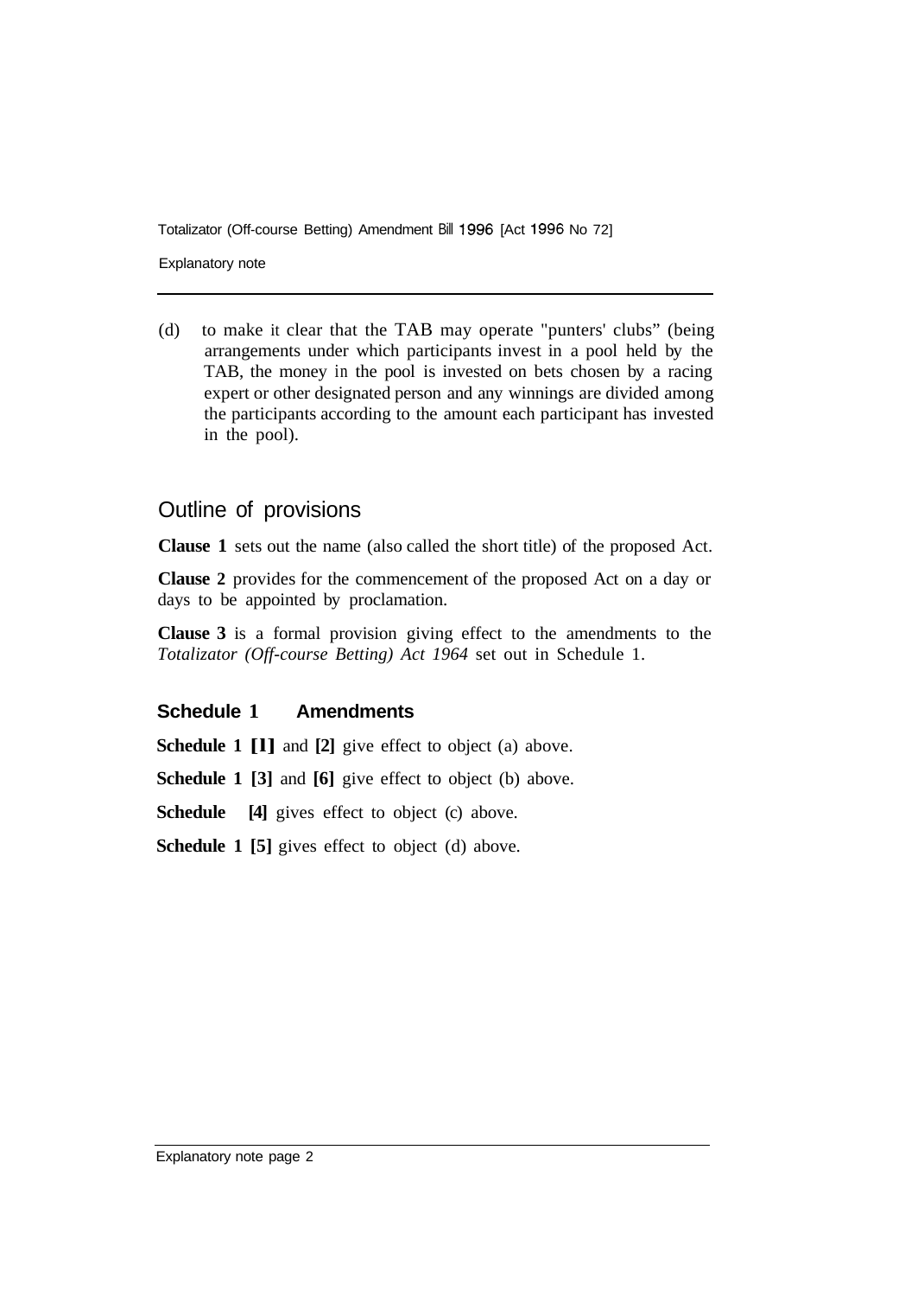(d) to make it clear that the TAB may operate "punters' clubs" (being arrangements under which participants invest in a pool held by the TAB, the money in the pool is invested on bets chosen by a racing expert or other designated person and any winnings are divided among the participants according to the amount each participant has invested in the pool).

## Outline of provisions

**Clause 1** sets out the name (also called the short title) of the proposed Act.

**Clause 2** provides for the commencement of the proposed Act on a day or days to be appointed by proclamation.

**Clause 3** is a formal provision giving effect to the amendments to the *Totalizator (Off-course Betting) Act 1964* set out in Schedule 1.

### Schedule 1 Amendments

**Schedule 1 [1]** and **[2]** give effect to object (a) above.

**Schedule 1 [3]** and **[6]** give effect to object (b) above.

**Schedule [4]** gives effect to object (c) above.

**Schedule 1 [5]** gives effect to object (d) above.